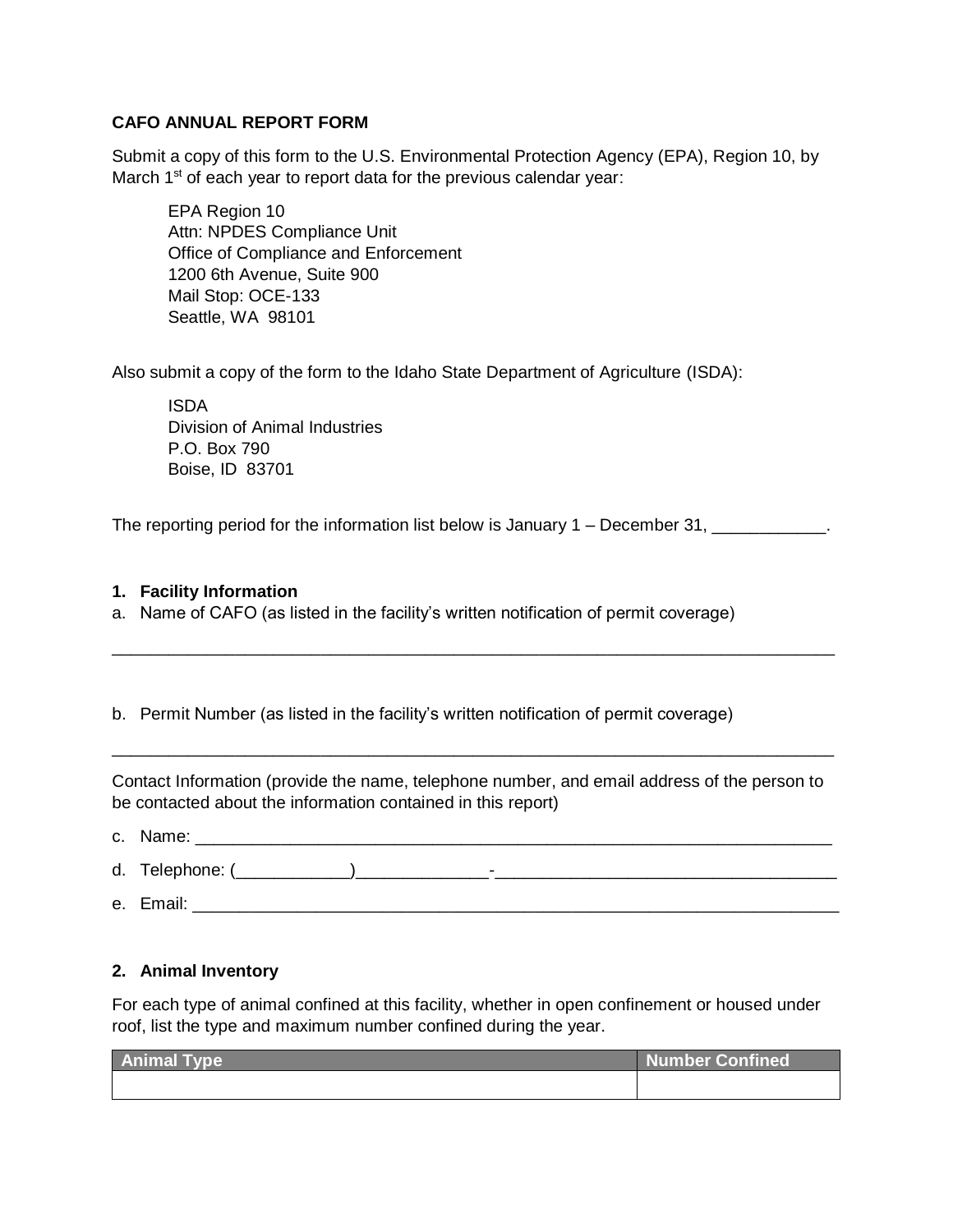**CAFO ANNUAL REPORT FORM**

Submit a copy of this form to the U.S. Environmental Protection Agency (EPA), Region 10, by March 1st of each year to report data for the previous calendar year:

> EPA Region 10
> Attn: NPDES Compliance Unit
> Office of Compliance and Enforcement
> 1200 6th Avenue, Suite 900
> Mail Stop: OCE-133
> Seattle, WA 98101

Also submit a copy of the form to the Idaho State Department of Agriculture (ISDA):

> ISDA
> Division of Animal Industries
> P.O. Box 790
> Boise, ID 83701

The reporting period for the information list below is January 1 – December 31, ____________.

**1. Facility Information**

a. Name of CAFO (as listed in the facility's written notification of permit coverage)

______________________________________________________________________________

b. Permit Number (as listed in the facility's written notification of permit coverage)

______________________________________________________________________________

Contact Information (provide the name, telephone number, and email address of the person to be contacted about the information contained in this report)

c. Name: ______________________________________________________________________

d. Telephone: (____________)______________-____________________________________

e. Email: ______________________________________________________________________

**2. Animal Inventory**

For each type of animal confined at this facility, whether in open confinement or housed under roof, list the type and maximum number confined during the year.

| Animal Type | Number Confined |
|---|---|
| | |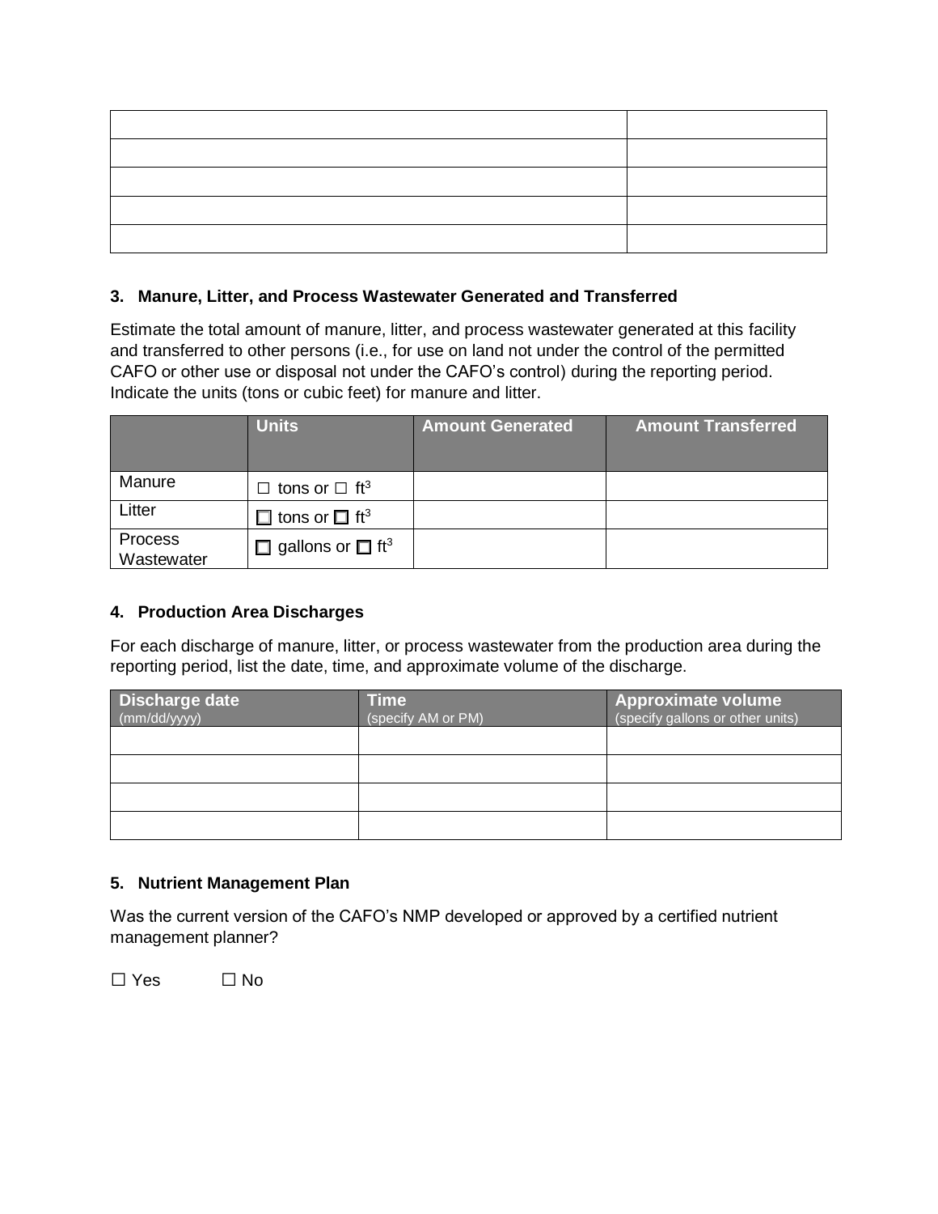| | |
|---|---|
| | |
| | |
| | |
| | |
| | |

### 3. Manure, Litter, and Process Wastewater Generated and Transferred

Estimate the total amount of manure, litter, and process wastewater generated at this facility and transferred to other persons (i.e., for use on land not under the control of the permitted CAFO or other use or disposal not under the CAFO's control) during the reporting period. Indicate the units (tons or cubic feet) for manure and litter.

| | Units | Amount Generated | Amount Transferred |
|---|---|---|---|
| Manure | ☐ tons or ☐ $ft^3$ | | |
| Litter | ☐ tons or ☐ $ft^3$ | | |
| Process Wastewater | ☐ gallons or ☐ $ft^3$ | | |

### 4. Production Area Discharges

For each discharge of manure, litter, or process wastewater from the production area during the reporting period, list the date, time, and approximate volume of the discharge.

| Discharge date (mm/dd/yyyy) | Time (specify AM or PM) | Approximate volume (specify gallons or other units) |
|---|---|---|
| | | |
| | | |
| | | |
| | | |

### 5. Nutrient Management Plan

Was the current version of the CAFO's NMP developed or approved by a certified nutrient management planner?

☐ Yes ☐ No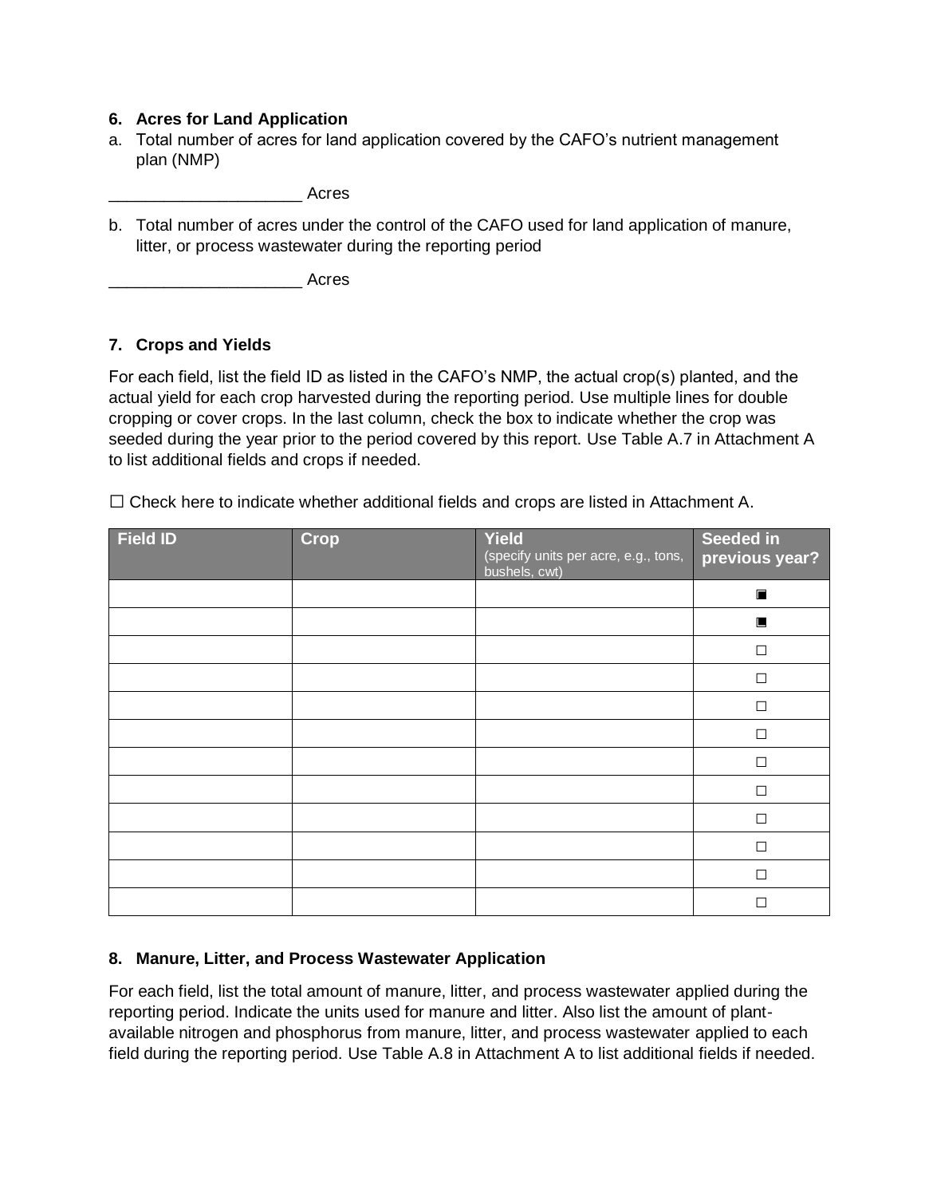## 6. Acres for Land Application

a. Total number of acres for land application covered by the CAFO's nutrient management plan (NMP)

_____________________ Acres

b. Total number of acres under the control of the CAFO used for land application of manure, litter, or process wastewater during the reporting period

_____________________ Acres

## 7. Crops and Yields

For each field, list the field ID as listed in the CAFO's NMP, the actual crop(s) planted, and the actual yield for each crop harvested during the reporting period. Use multiple lines for double cropping or cover crops. In the last column, check the box to indicate whether the crop was seeded during the year prior to the period covered by this report. Use Table A.7 in Attachment A to list additional fields and crops if needed.

☐ Check here to indicate whether additional fields and crops are listed in Attachment A.

| Field ID | Crop | Yield (specify units per acre, e.g., tons, bushels, cwt) | Seeded in previous year? |
|---|---|---|---|
| | | | ◙ |
| | | | ◙ |
| | | | ☐ |
| | | | ☐ |
| | | | ☐ |
| | | | ☐ |
| | | | ☐ |
| | | | ☐ |
| | | | ☐ |
| | | | ☐ |
| | | | ☐ |
| | | | ☐ |

## 8. Manure, Litter, and Process Wastewater Application

For each field, list the total amount of manure, litter, and process wastewater applied during the reporting period. Indicate the units used for manure and litter. Also list the amount of plant-available nitrogen and phosphorus from manure, litter, and process wastewater applied to each field during the reporting period. Use Table A.8 in Attachment A to list additional fields if needed.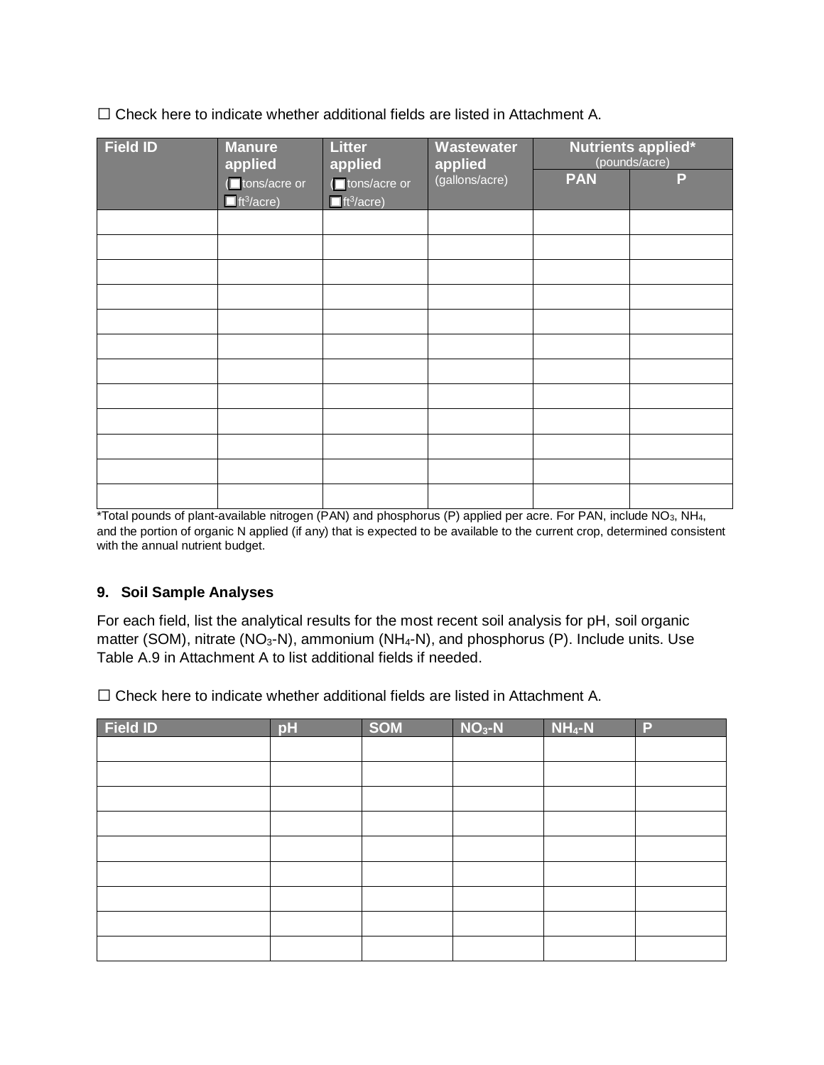☐ Check here to indicate whether additional fields are listed in Attachment A.

| Field ID | Manure applied (☐ tons/acre or ☐ $ft^3$/acre) | Litter applied (☐ tons/acre or ☐ $ft^3$/acre) | Wastewater applied (gallons/acre) | Nutrients applied* (pounds/acre) | |
|---|---|---|---|---|---|
| | | | | PAN | P |
| | | | | | |
| | | | | | |
| | | | | | |
| | | | | | |
| | | | | | |
| | | | | | |
| | | | | | |
| | | | | | |
| | | | | | |
| | | | | | |
| | | | | | |
| | | | | | |

*Total pounds of plant-available nitrogen (PAN) and phosphorus (P) applied per acre. For PAN, include $NO_3$, $NH_4$, and the portion of organic N applied (if any) that is expected to be available to the current crop, determined consistent with the annual nutrient budget.

### 9. Soil Sample Analyses

For each field, list the analytical results for the most recent soil analysis for pH, soil organic matter (SOM), nitrate ($NO_3$-N), ammonium ($NH_4$-N), and phosphorus (P). Include units. Use Table A.9 in Attachment A to list additional fields if needed.

☐ Check here to indicate whether additional fields are listed in Attachment A.

| Field ID | pH | SOM | $NO_3$-N | $NH_4$-N | P |
|---|---|---|---|---|---|
| | | | | | |
| | | | | | |
| | | | | | |
| | | | | | |
| | | | | | |
| | | | | | |
| | | | | | |
| | | | | | |
| | | | | | |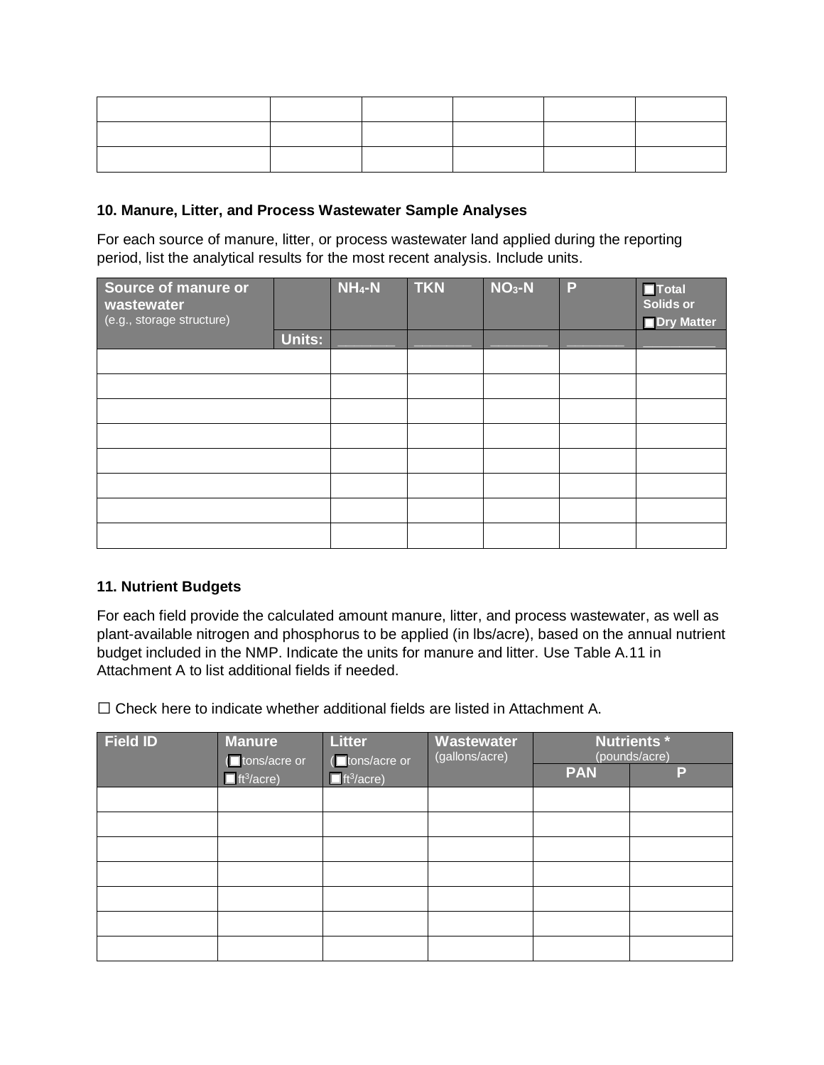| | | | | | |
|---|---|---|---|---|---|
| | | | | | |
| | | | | | |
| | | | | | |

### 10. Manure, Litter, and Process Wastewater Sample Analyses

For each source of manure, litter, or process wastewater land applied during the reporting period, list the analytical results for the most recent analysis. Include units.

| Source of manure or wastewater (e.g., storage structure) | | $NH_4$-N | TKN | $NO_3$-N | P | ☐ Total Solids or ☐ Dry Matter |
|---|---|---|---|---|---|---|
| | **Units:** | ______ | ______ | ______ | ______ | ________ |
| | | | | | | |
| | | | | | | |
| | | | | | | |
| | | | | | | |
| | | | | | | |
| | | | | | | |
| | | | | | | |
| | | | | | | |

### 11. Nutrient Budgets

For each field provide the calculated amount manure, litter, and process wastewater, as well as plant-available nitrogen and phosphorus to be applied (in lbs/acre), based on the annual nutrient budget included in the NMP. Indicate the units for manure and litter. Use Table A.11 in Attachment A to list additional fields if needed.

☐ Check here to indicate whether additional fields are listed in Attachment A.

| Field ID | Manure (☐ tons/acre or ☐ $ft^3$/acre) | Litter (☐ tons/acre or ☐ $ft^3$/acre) | Wastewater (gallons/acre) | Nutrients * (pounds/acre) | |
|---|---|---|---|---|---|
| | | | | PAN | P |
| | | | | | |
| | | | | | |
| | | | | | |
| | | | | | |
| | | | | | |
| | | | | | |
| | | | | | |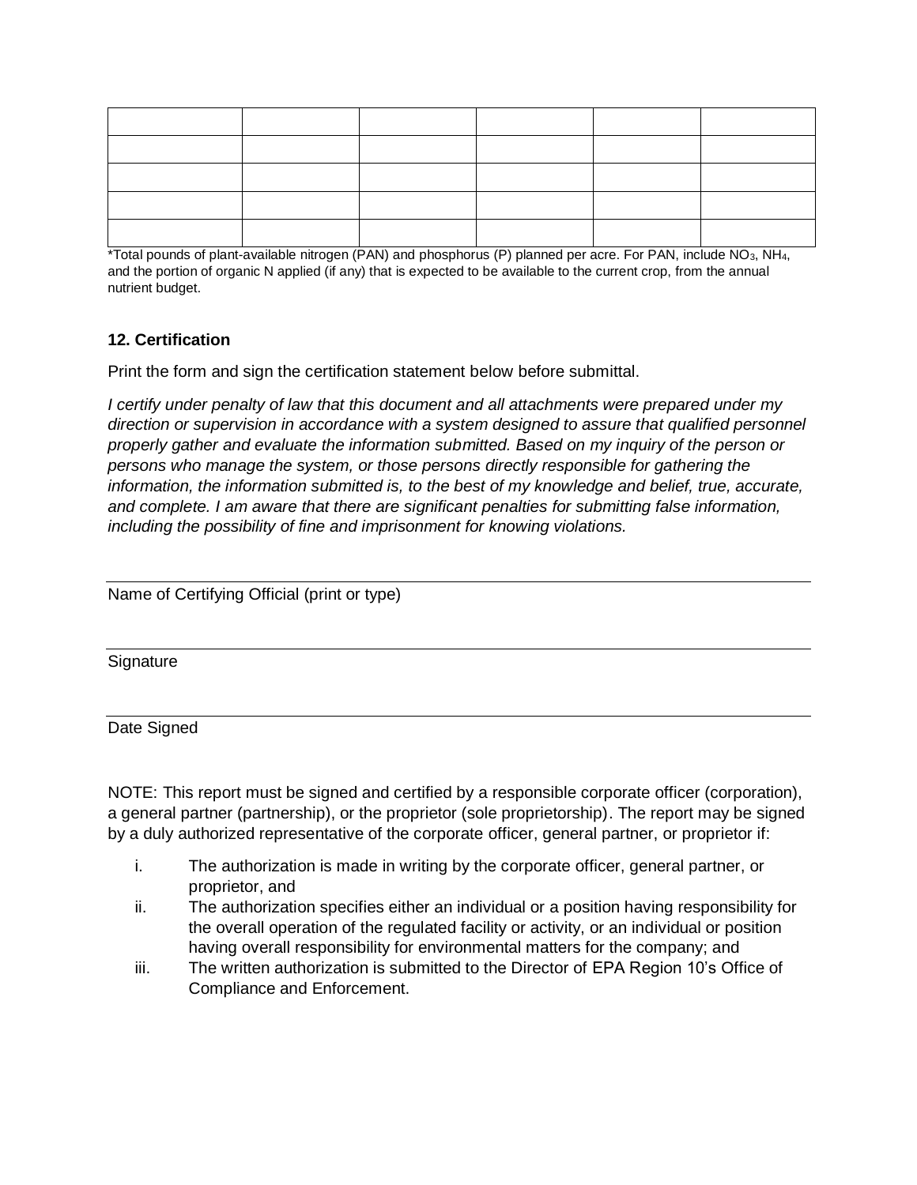| | | | | | |
|---|---|---|---|---|---|
| | | | | | |
| | | | | | |
| | | | | | |
| | | | | | |

*Total pounds of plant-available nitrogen (PAN) and phosphorus (P) planned per acre. For PAN, include $NO_3$, $NH_4$, and the portion of organic N applied (if any) that is expected to be available to the current crop, from the annual nutrient budget.

### 12. Certification

Print the form and sign the certification statement below before submittal.

*I certify under penalty of law that this document and all attachments were prepared under my direction or supervision in accordance with a system designed to assure that qualified personnel properly gather and evaluate the information submitted. Based on my inquiry of the person or persons who manage the system, or those persons directly responsible for gathering the information, the information submitted is, to the best of my knowledge and belief, true, accurate, and complete. I am aware that there are significant penalties for submitting false information, including the possibility of fine and imprisonment for knowing violations.*

\_\_\_\_\_\_\_\_\_\_\_\_\_\_\_\_\_\_\_\_\_\_\_\_\_\_\_\_\_\_\_\_\_\_\_\_\_\_\_\_

Name of Certifying Official (print or type)

\_\_\_\_\_\_\_\_\_\_\_\_\_\_\_\_\_\_\_\_\_\_\_\_\_\_\_\_\_\_\_\_\_\_\_\_\_\_\_\_

Signature

\_\_\_\_\_\_\_\_\_\_\_\_\_\_\_\_\_\_\_\_\_\_\_\_\_\_\_\_\_\_\_\_\_\_\_\_\_\_\_\_

Date Signed

NOTE: This report must be signed and certified by a responsible corporate officer (corporation), a general partner (partnership), or the proprietor (sole proprietorship). The report may be signed by a duly authorized representative of the corporate officer, general partner, or proprietor if:

i. The authorization is made in writing by the corporate officer, general partner, or proprietor, and
ii. The authorization specifies either an individual or a position having responsibility for the overall operation of the regulated facility or activity, or an individual or position having overall responsibility for environmental matters for the company; and
iii. The written authorization is submitted to the Director of EPA Region 10's Office of Compliance and Enforcement.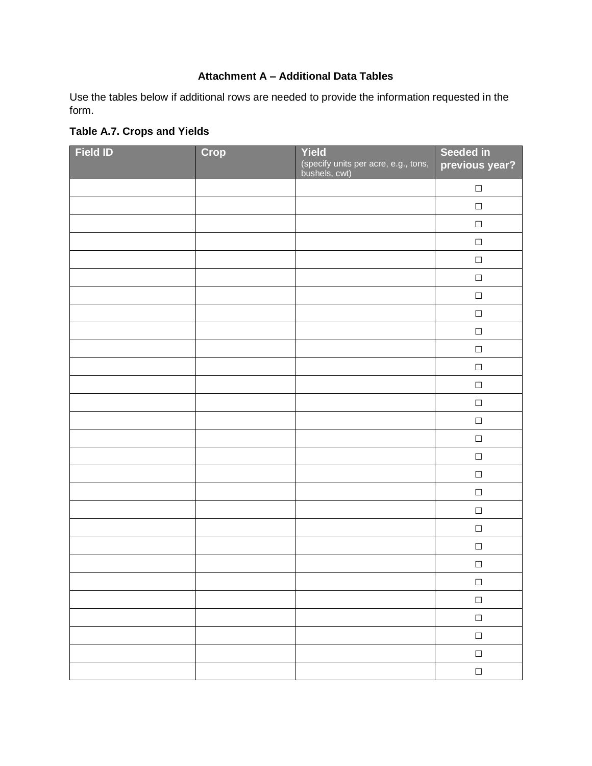**Attachment A – Additional Data Tables**

Use the tables below if additional rows are needed to provide the information requested in the form.

**Table A.7. Crops and Yields**

| Field ID | Crop | Yield (specify units per acre, e.g., tons, bushels, cwt) | Seeded in previous year? |
|---|---|---|---|
| | | | ☐ |
| | | | ☐ |
| | | | ☐ |
| | | | ☐ |
| | | | ☐ |
| | | | ☐ |
| | | | ☐ |
| | | | ☐ |
| | | | ☐ |
| | | | ☐ |
| | | | ☐ |
| | | | ☐ |
| | | | ☐ |
| | | | ☐ |
| | | | ☐ |
| | | | ☐ |
| | | | ☐ |
| | | | ☐ |
| | | | ☐ |
| | | | ☐ |
| | | | ☐ |
| | | | ☐ |
| | | | ☐ |
| | | | ☐ |
| | | | ☐ |
| | | | ☐ |
| | | | ☐ |
| | | | ☐ |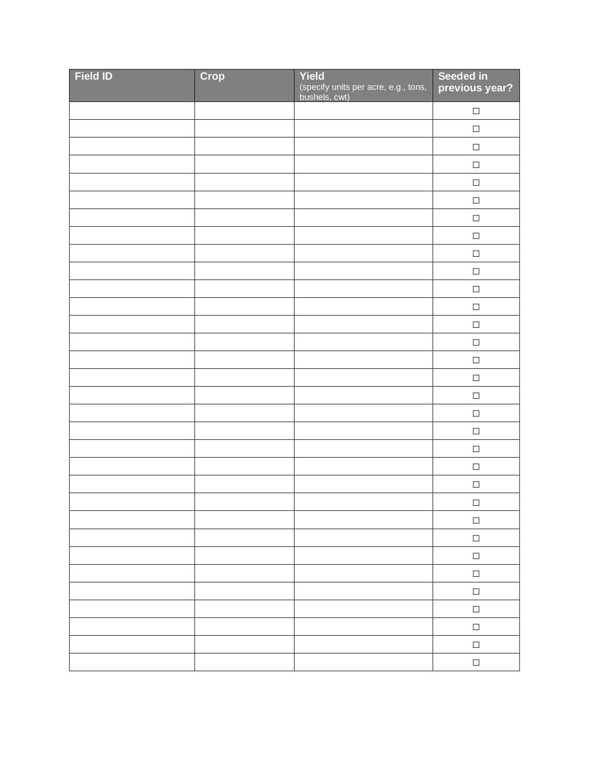| Field ID | Crop | Yield (specify units per acre, e.g., tons, bushels, cwt) | Seeded in previous year? |
|---|---|---|---|
| | | | ☐ |
| | | | ☐ |
| | | | ☐ |
| | | | ☐ |
| | | | ☐ |
| | | | ☐ |
| | | | ☐ |
| | | | ☐ |
| | | | ☐ |
| | | | ☐ |
| | | | ☐ |
| | | | ☐ |
| | | | ☐ |
| | | | ☐ |
| | | | ☐ |
| | | | ☐ |
| | | | ☐ |
| | | | ☐ |
| | | | ☐ |
| | | | ☐ |
| | | | ☐ |
| | | | ☐ |
| | | | ☐ |
| | | | ☐ |
| | | | ☐ |
| | | | ☐ |
| | | | ☐ |
| | | | ☐ |
| | | | ☐ |
| | | | ☐ |
| | | | ☐ |
| | | | ☐ |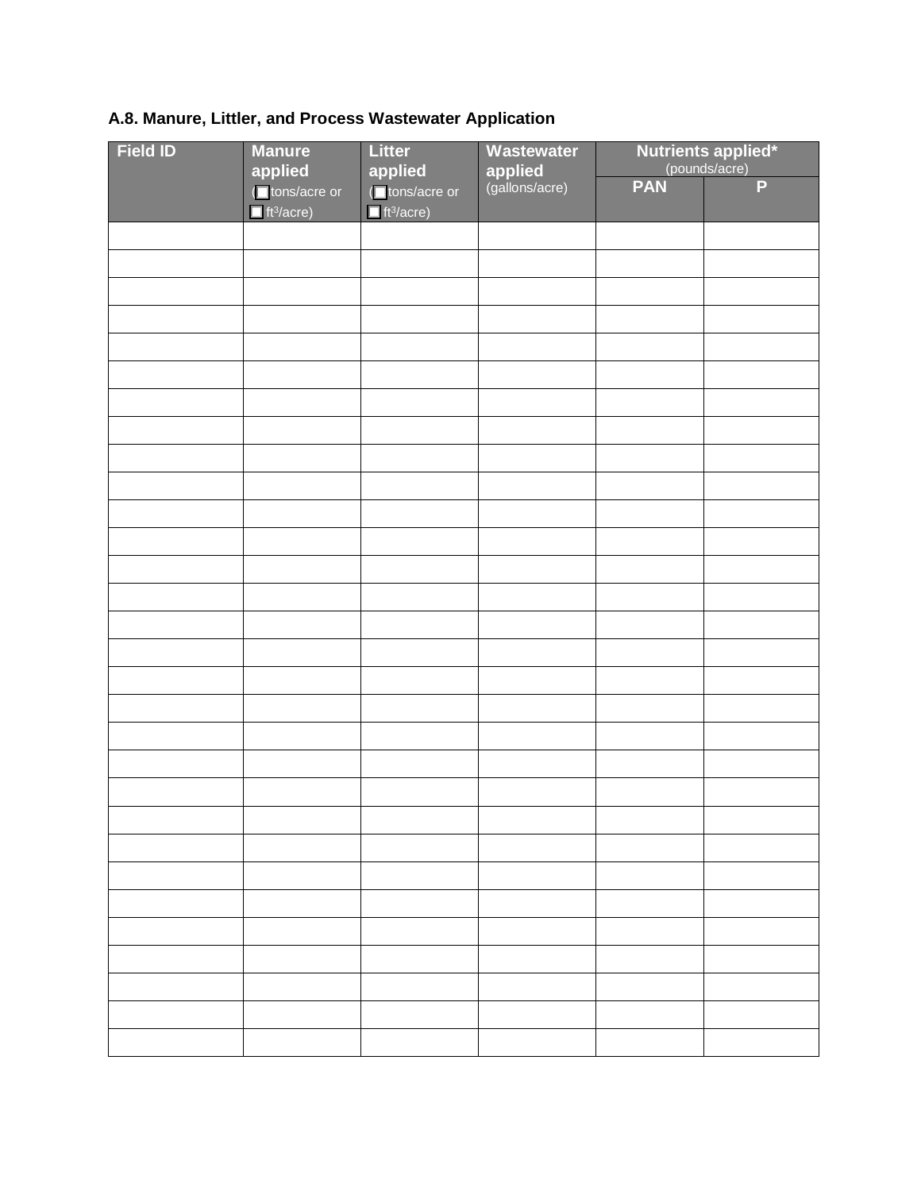### A.8. Manure, Littler, and Process Wastewater Application

| Field ID | Manure applied (☐ tons/acre or ☐ ft³/acre) | Litter applied (☐ tons/acre or ☐ ft³/acre) | Wastewater applied (gallons/acre) | Nutrients applied* (pounds/acre) | |
|---|---|---|---|---|---|
| | | | | PAN | P |
| | | | | | |
| | | | | | |
| | | | | | |
| | | | | | |
| | | | | | |
| | | | | | |
| | | | | | |
| | | | | | |
| | | | | | |
| | | | | | |
| | | | | | |
| | | | | | |
| | | | | | |
| | | | | | |
| | | | | | |
| | | | | | |
| | | | | | |
| | | | | | |
| | | | | | |
| | | | | | |
| | | | | | |
| | | | | | |
| | | | | | |
| | | | | | |
| | | | | | |
| | | | | | |
| | | | | | |
| | | | | | |
| | | | | | |
| | | | | | |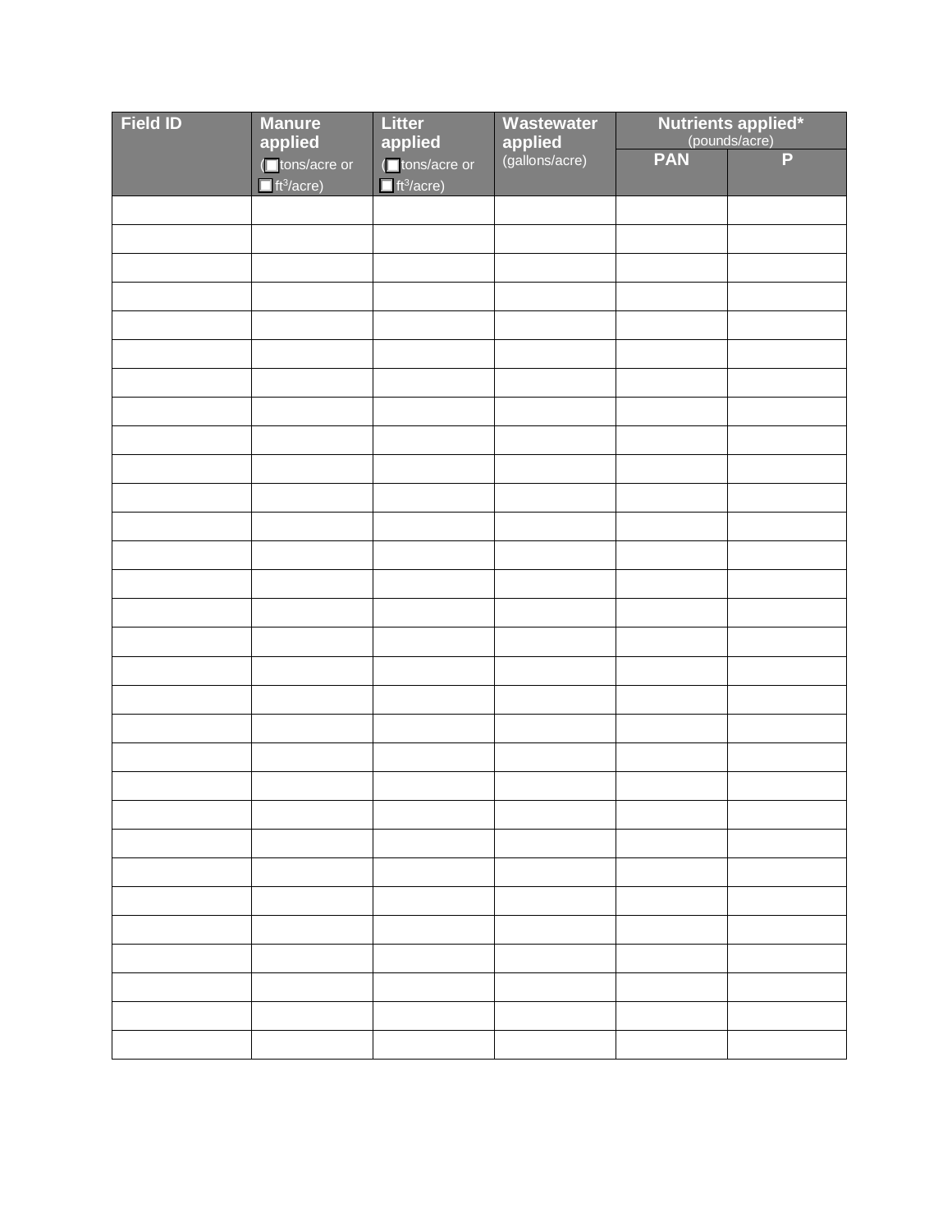| Field ID | Manure applied (☐ tons/acre or ☐ $ft^3$/acre) | Litter applied (☐ tons/acre or ☐ $ft^3$/acre) | Wastewater applied (gallons/acre) | Nutrients applied* (pounds/acre) | |
|---|---|---|---|---|---|
| | | | | PAN | P |
| | | | | | |
| | | | | | |
| | | | | | |
| | | | | | |
| | | | | | |
| | | | | | |
| | | | | | |
| | | | | | |
| | | | | | |
| | | | | | |
| | | | | | |
| | | | | | |
| | | | | | |
| | | | | | |
| | | | | | |
| | | | | | |
| | | | | | |
| | | | | | |
| | | | | | |
| | | | | | |
| | | | | | |
| | | | | | |
| | | | | | |
| | | | | | |
| | | | | | |
| | | | | | |
| | | | | | |
| | | | | | |
| | | | | | |
| | | | | | |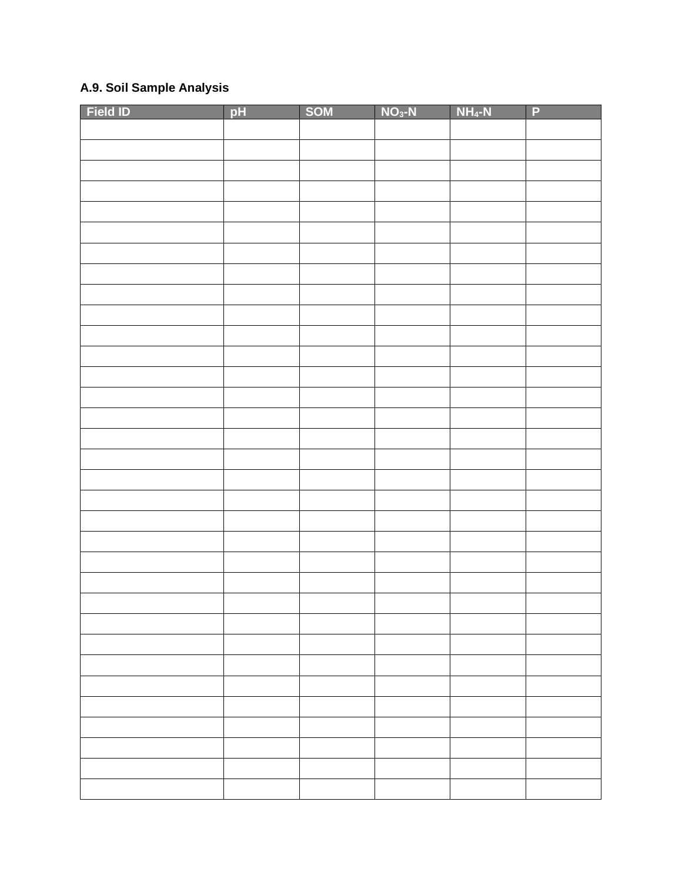### A.9. Soil Sample Analysis

| Field ID | pH | SOM | $NO_3$-N | $NH_4$-N | P |
|---|---|---|---|---|---|
| | | | | | |
| | | | | | |
| | | | | | |
| | | | | | |
| | | | | | |
| | | | | | |
| | | | | | |
| | | | | | |
| | | | | | |
| | | | | | |
| | | | | | |
| | | | | | |
| | | | | | |
| | | | | | |
| | | | | | |
| | | | | | |
| | | | | | |
| | | | | | |
| | | | | | |
| | | | | | |
| | | | | | |
| | | | | | |
| | | | | | |
| | | | | | |
| | | | | | |
| | | | | | |
| | | | | | |
| | | | | | |
| | | | | | |
| | | | | | |
| | | | | | |
| | | | | | |
| | | | | | |
| | | | | | |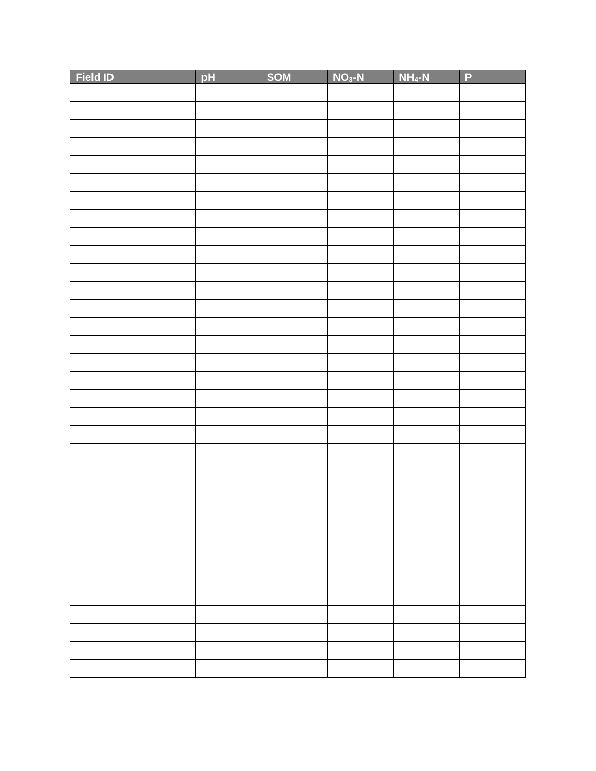| Field ID | pH | SOM | $NO_3$-N | $NH_4$-N | P |
|---|---|---|---|---|---|
| | | | | | |
| | | | | | |
| | | | | | |
| | | | | | |
| | | | | | |
| | | | | | |
| | | | | | |
| | | | | | |
| | | | | | |
| | | | | | |
| | | | | | |
| | | | | | |
| | | | | | |
| | | | | | |
| | | | | | |
| | | | | | |
| | | | | | |
| | | | | | |
| | | | | | |
| | | | | | |
| | | | | | |
| | | | | | |
| | | | | | |
| | | | | | |
| | | | | | |
| | | | | | |
| | | | | | |
| | | | | | |
| | | | | | |
| | | | | | |
| | | | | | |
| | | | | | |
| | | | | | |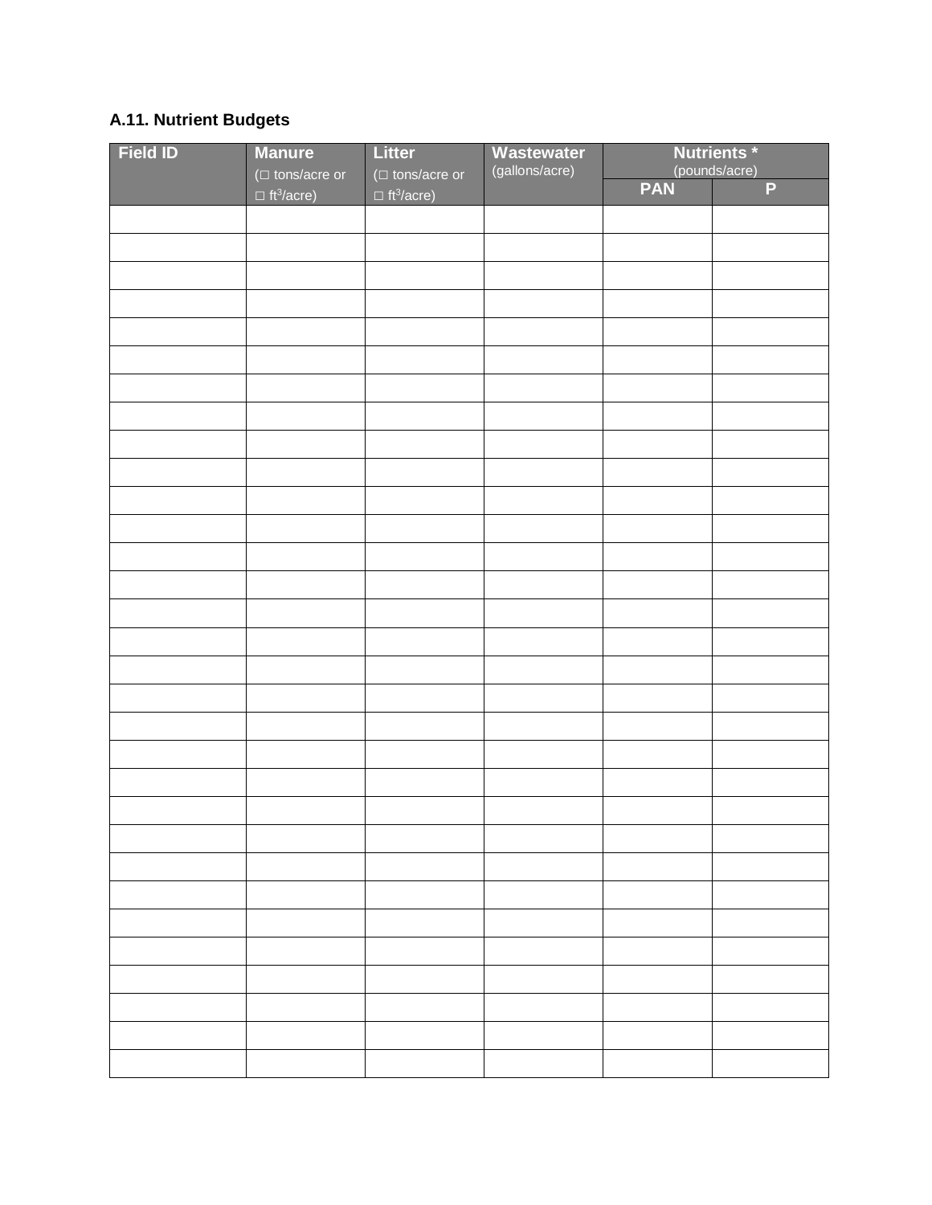### A.11. Nutrient Budgets

| Field ID | Manure (☐ tons/acre or ☐ $ft^3$/acre) | Litter (☐ tons/acre or ☐ $ft^3$/acre) | Wastewater (gallons/acre) | Nutrients * (pounds/acre) | |
|---|---|---|---|---|---|
| | | | | PAN | P |
| | | | | | |
| | | | | | |
| | | | | | |
| | | | | | |
| | | | | | |
| | | | | | |
| | | | | | |
| | | | | | |
| | | | | | |
| | | | | | |
| | | | | | |
| | | | | | |
| | | | | | |
| | | | | | |
| | | | | | |
| | | | | | |
| | | | | | |
| | | | | | |
| | | | | | |
| | | | | | |
| | | | | | |
| | | | | | |
| | | | | | |
| | | | | | |
| | | | | | |
| | | | | | |
| | | | | | |
| | | | | | |
| | | | | | |
| | | | | | |
| | | | | | |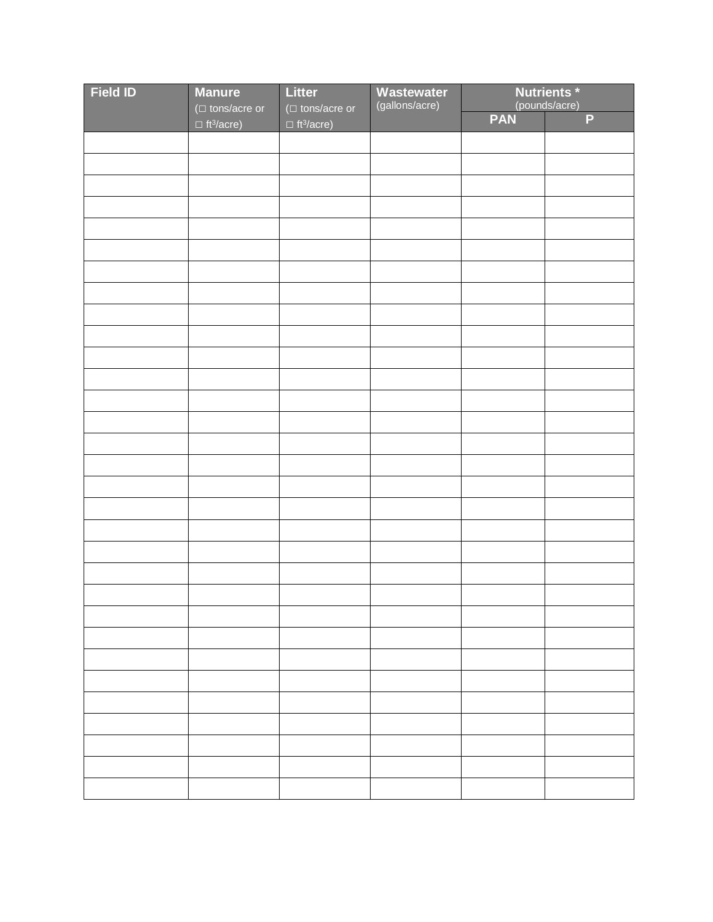| Field ID | Manure (☐ tons/acre or ☐ ft³/acre) | Litter (☐ tons/acre or ☐ ft³/acre) | Wastewater (gallons/acre) | Nutrients * (pounds/acre) | |
|---|---|---|---|---|---|
| | | | | PAN | P |
| | | | | | |
| | | | | | |
| | | | | | |
| | | | | | |
| | | | | | |
| | | | | | |
| | | | | | |
| | | | | | |
| | | | | | |
| | | | | | |
| | | | | | |
| | | | | | |
| | | | | | |
| | | | | | |
| | | | | | |
| | | | | | |
| | | | | | |
| | | | | | |
| | | | | | |
| | | | | | |
| | | | | | |
| | | | | | |
| | | | | | |
| | | | | | |
| | | | | | |
| | | | | | |
| | | | | | |
| | | | | | |
| | | | | | |
| | | | | | |
| | | | | | |
| | | | | | |
| | | | | | |